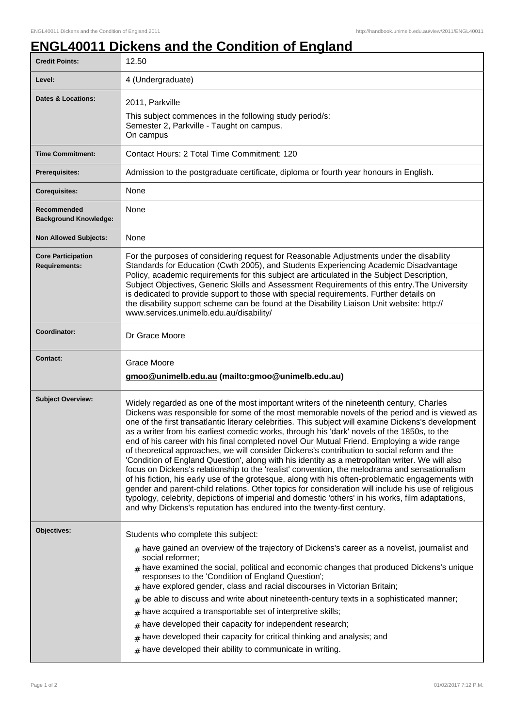# ENGL40011 Dickens and the Condition of England

| | |
|---|---|
| **Credit Points:** | 12.50 |
| **Level:** | 4 (Undergraduate) |
| **Dates & Locations:** | 2011, Parkville<br>This subject commences in the following study period/s:<br>Semester 2, Parkville - Taught on campus.<br>On campus |
| **Time Commitment:** | Contact Hours: 2 Total Time Commitment: 120 |
| **Prerequisites:** | Admission to the postgraduate certificate, diploma or fourth year honours in English. |
| **Corequisites:** | None |
| **Recommended Background Knowledge:** | None |
| **Non Allowed Subjects:** | None |
| **Core Participation Requirements:** | For the purposes of considering request for Reasonable Adjustments under the disability Standards for Education (Cwth 2005), and Students Experiencing Academic Disadvantage Policy, academic requirements for this subject are articulated in the Subject Description, Subject Objectives, Generic Skills and Assessment Requirements of this entry.The University is dedicated to provide support to those with special requirements. Further details on the disability support scheme can be found at the Disability Liaison Unit website: http://www.services.unimelb.edu.au/disability/ |
| **Coordinator:** | Dr Grace Moore |
| **Contact:** | Grace Moore<br>**gmoo@unimelb.edu.au (mailto:gmoo@unimelb.edu.au)** |
| **Subject Overview:** | Widely regarded as one of the most important writers of the nineteenth century, Charles Dickens was responsible for some of the most memorable novels of the period and is viewed as one of the first transatlantic literary celebrities. This subject will examine Dickens's development as a writer from his earliest comedic works, through his 'dark' novels of the 1850s, to the end of his career with his final completed novel Our Mutual Friend. Employing a wide range of theoretical approaches, we will consider Dickens's contribution to social reform and the 'Condition of England Question', along with his identity as a metropolitan writer. We will also focus on Dickens's relationship to the 'realist' convention, the melodrama and sensationalism of his fiction, his early use of the grotesque, along with his often-problematic engagements with gender and parent-child relations. Other topics for consideration will include his use of religious typology, celebrity, depictions of imperial and domestic 'others' in his works, film adaptations, and why Dickens's reputation has endured into the twenty-first century. |
| **Objectives:** | Students who complete this subject:<br># have gained an overview of the trajectory of Dickens's career as a novelist, journalist and social reformer;<br># have examined the social, political and economic changes that produced Dickens's unique responses to the 'Condition of England Question';<br># have explored gender, class and racial discourses in Victorian Britain;<br># be able to discuss and write about nineteenth-century texts in a sophisticated manner;<br># have acquired a transportable set of interpretive skills;<br># have developed their capacity for independent research;<br># have developed their capacity for critical thinking and analysis; and<br># have developed their ability to communicate in writing. |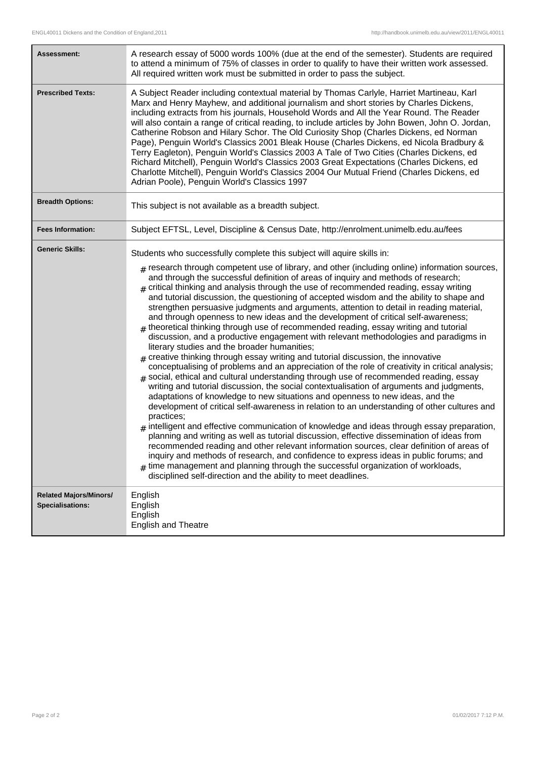| | |
|---|---|
| **Assessment:** | A research essay of 5000 words 100% (due at the end of the semester). Students are required to attend a minimum of 75% of classes in order to qualify to have their written work assessed. All required written work must be submitted in order to pass the subject. |
| **Prescribed Texts:** | A Subject Reader including contextual material by Thomas Carlyle, Harriet Martineau, Karl Marx and Henry Mayhew, and additional journalism and short stories by Charles Dickens, including extracts from his journals, Household Words and All the Year Round. The Reader will also contain a range of critical reading, to include articles by John Bowen, John O. Jordan, Catherine Robson and Hilary Schor. The Old Curiosity Shop (Charles Dickens, ed Norman Page), Penguin World's Classics 2001 Bleak House (Charles Dickens, ed Nicola Bradbury & Terry Eagleton), Penguin World's Classics 2003 A Tale of Two Cities (Charles Dickens, ed Richard Mitchell), Penguin World's Classics 2003 Great Expectations (Charles Dickens, ed Charlotte Mitchell), Penguin World's Classics 2004 Our Mutual Friend (Charles Dickens, ed Adrian Poole), Penguin World's Classics 1997 |
| **Breadth Options:** | This subject is not available as a breadth subject. |
| **Fees Information:** | Subject EFTSL, Level, Discipline & Census Date, http://enrolment.unimelb.edu.au/fees |
| **Generic Skills:** | Students who successfully complete this subject will aquire skills in:<br># research through competent use of library, and other (including online) information sources, and through the successful definition of areas of inquiry and methods of research;<br># critical thinking and analysis through the use of recommended reading, essay writing and tutorial discussion, the questioning of accepted wisdom and the ability to shape and strengthen persuasive judgments and arguments, attention to detail in reading material, and through openness to new ideas and the development of critical self-awareness;<br># theoretical thinking through use of recommended reading, essay writing and tutorial discussion, and a productive engagement with relevant methodologies and paradigms in literary studies and the broader humanities;<br># creative thinking through essay writing and tutorial discussion, the innovative conceptualising of problems and an appreciation of the role of creativity in critical analysis;<br># social, ethical and cultural understanding through use of recommended reading, essay writing and tutorial discussion, the social contextualisation of arguments and judgments, adaptations of knowledge to new situations and openness to new ideas, and the development of critical self-awareness in relation to an understanding of other cultures and practices;<br># intelligent and effective communication of knowledge and ideas through essay preparation, planning and writing as well as tutorial discussion, effective dissemination of ideas from recommended reading and other relevant information sources, clear definition of areas of inquiry and methods of research, and confidence to express ideas in public forums; and<br># time management and planning through the successful organization of workloads, disciplined self-direction and the ability to meet deadlines. |
| **Related Majors/Minors/ Specialisations:** | English<br>English<br>English<br>English and Theatre |